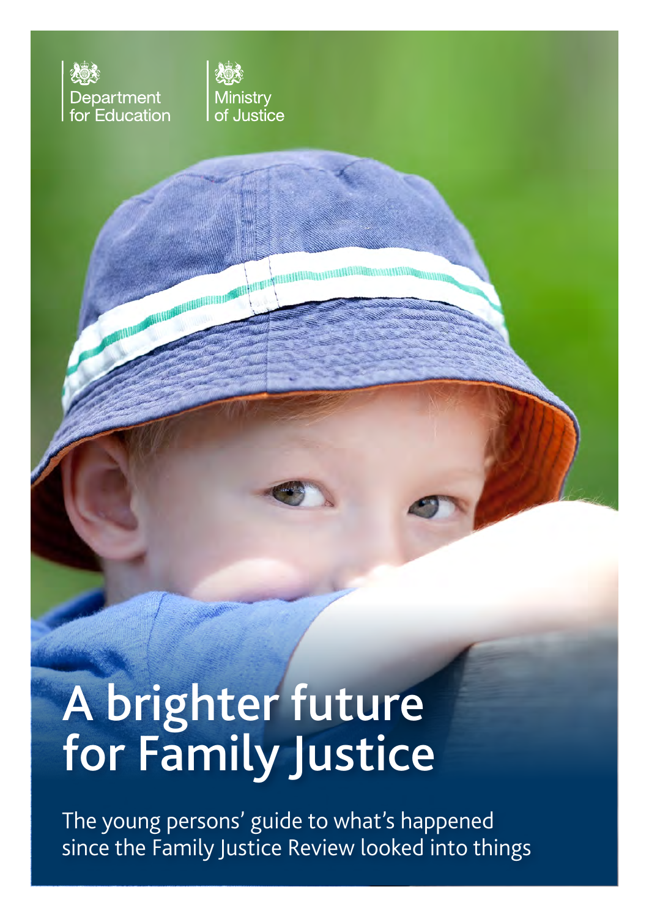Department for Education

Ministry of Justice

# A brighter future for Family Justice

The young persons' guide to what's happened since the Family Justice Review looked into things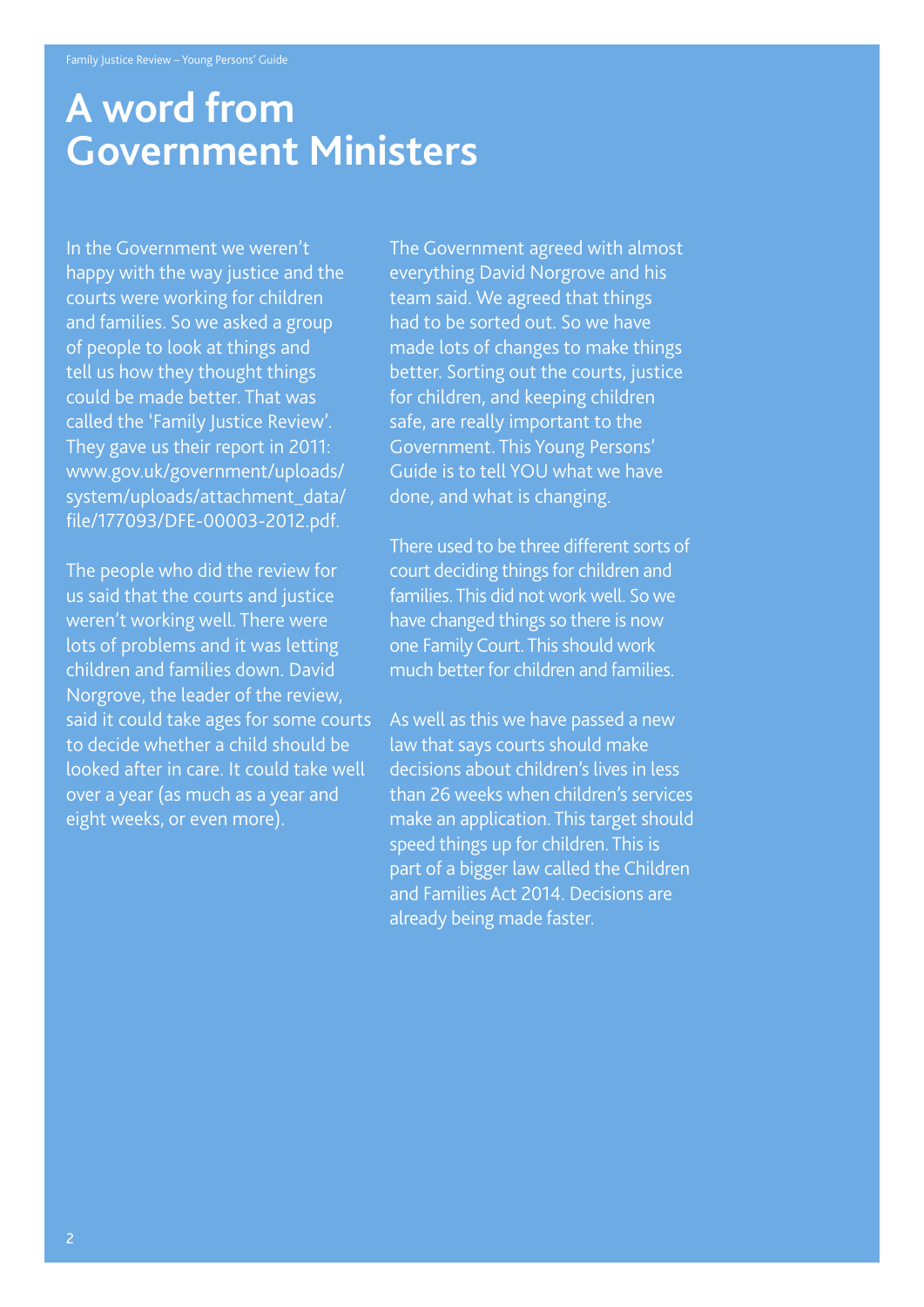# A word from Government Ministers

In the Government we weren't happy with the way justice and the courts were working for children and families. So we asked a group of people to look at things and tell us how they thought things could be made better. That was called the 'Family Justice Review'. They gave us their report in 2011: www.gov.uk/government/uploads/system/uploads/attachment_data/file/177093/DFE-00003-2012.pdf.

The people who did the review for us said that the courts and justice weren't working well. There were lots of problems and it was letting children and families down. David Norgrove, the leader of the review, said it could take ages for some courts to decide whether a child should be looked after in care. It could take well over a year (as much as a year and eight weeks, or even more).

The Government agreed with almost everything David Norgrove and his team said. We agreed that things had to be sorted out. So we have made lots of changes to make things better. Sorting out the courts, justice for children, and keeping children safe, are really important to the Government. This Young Persons' Guide is to tell YOU what we have done, and what is changing.

There used to be three different sorts of court deciding things for children and families. This did not work well. So we have changed things so there is now one Family Court. This should work much better for children and families.

As well as this we have passed a new law that says courts should make decisions about children's lives in less than 26 weeks when children's services make an application. This target should speed things up for children. This is part of a bigger law called the Children and Families Act 2014. Decisions are already being made faster.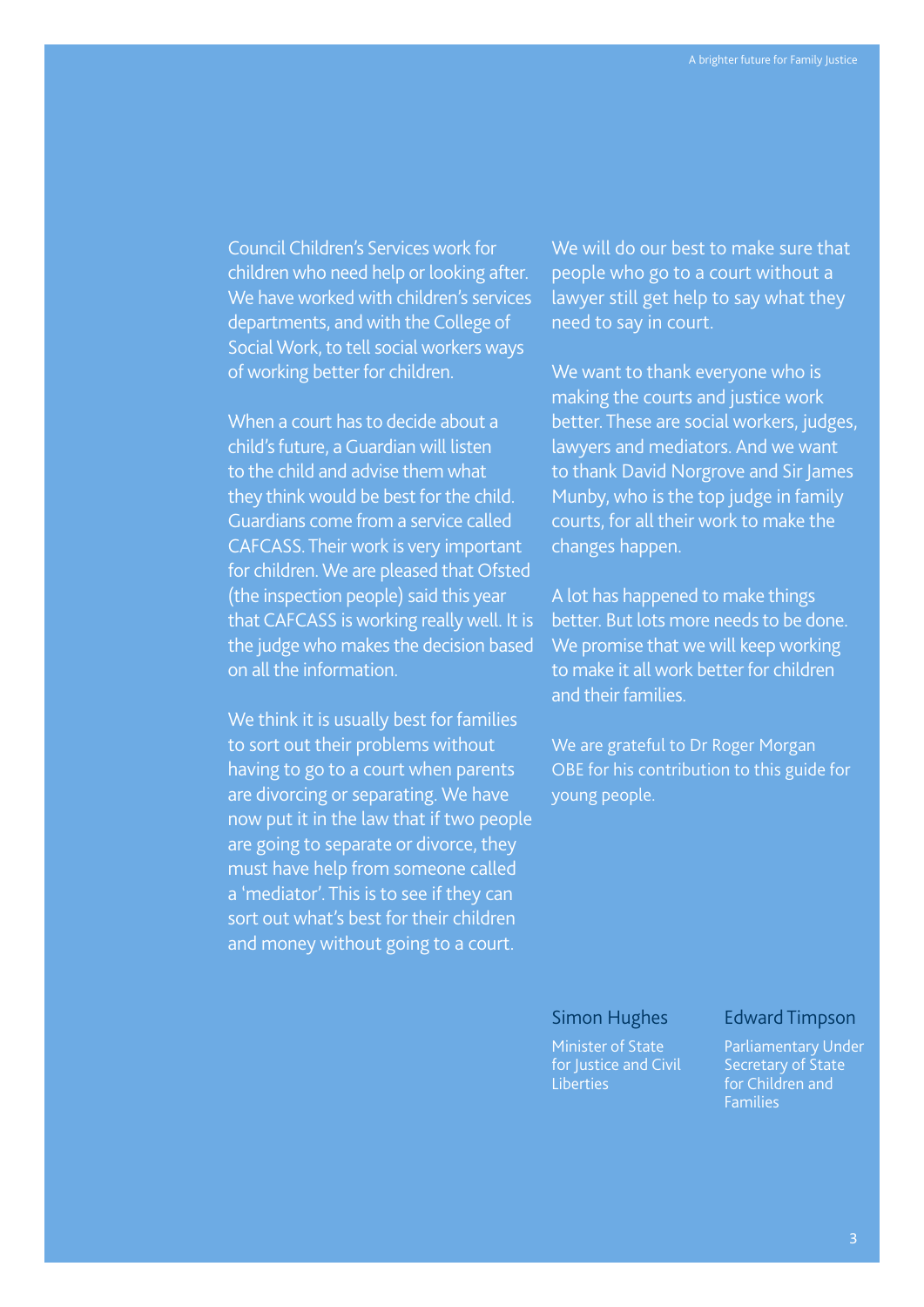Council Children's Services work for children who need help or looking after. We have worked with children's services departments, and with the College of Social Work, to tell social workers ways of working better for children.

When a court has to decide about a child's future, a Guardian will listen to the child and advise them what they think would be best for the child. Guardians come from a service called CAFCASS. Their work is very important for children. We are pleased that Ofsted (the inspection people) said this year that CAFCASS is working really well. It is the judge who makes the decision based on all the information.

We think it is usually best for families to sort out their problems without having to go to a court when parents are divorcing or separating. We have now put it in the law that if two people are going to separate or divorce, they must have help from someone called a 'mediator'. This is to see if they can sort out what's best for their children and money without going to a court.

We will do our best to make sure that people who go to a court without a lawyer still get help to say what they need to say in court.

We want to thank everyone who is making the courts and justice work better. These are social workers, judges, lawyers and mediators. And we want to thank David Norgrove and Sir James Munby, who is the top judge in family courts, for all their work to make the changes happen.

A lot has happened to make things better. But lots more needs to be done. We promise that we will keep working to make it all work better for children and their families.

We are grateful to Dr Roger Morgan OBE for his contribution to this guide for young people.

Simon Hughes
Minister of State for Justice and Civil Liberties

Edward Timpson
Parliamentary Under Secretary of State for Children and Families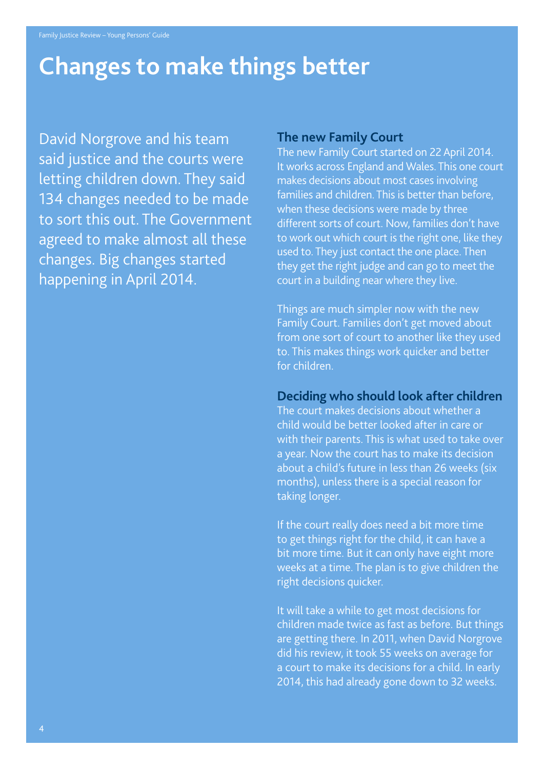# Changes to make things better

David Norgrove and his team said justice and the courts were letting children down. They said 134 changes needed to be made to sort this out. The Government agreed to make almost all these changes. Big changes started happening in April 2014.

## The new Family Court

The new Family Court started on 22 April 2014. It works across England and Wales. This one court makes decisions about most cases involving families and children. This is better than before, when these decisions were made by three different sorts of court. Now, families don't have to work out which court is the right one, like they used to. They just contact the one place. Then they get the right judge and can go to meet the court in a building near where they live.

Things are much simpler now with the new Family Court. Families don't get moved about from one sort of court to another like they used to. This makes things work quicker and better for children.

## Deciding who should look after children

The court makes decisions about whether a child would be better looked after in care or with their parents. This is what used to take over a year. Now the court has to make its decision about a child's future in less than 26 weeks (six months), unless there is a special reason for taking longer.

If the court really does need a bit more time to get things right for the child, it can have a bit more time. But it can only have eight more weeks at a time. The plan is to give children the right decisions quicker.

It will take a while to get most decisions for children made twice as fast as before. But things are getting there. In 2011, when David Norgrove did his review, it took 55 weeks on average for a court to make its decisions for a child. In early 2014, this had already gone down to 32 weeks.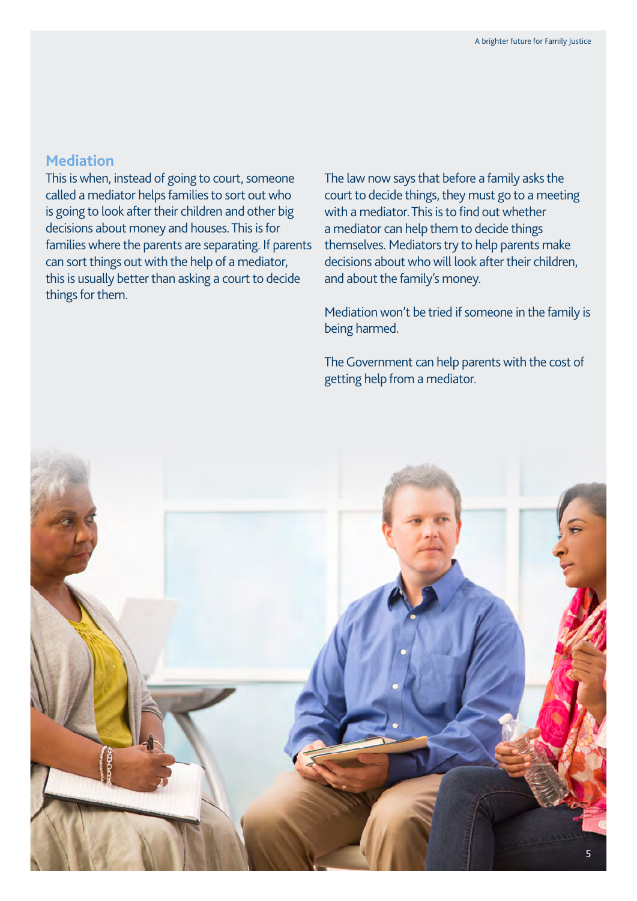## Mediation

This is when, instead of going to court, someone called a mediator helps families to sort out who is going to look after their children and other big decisions about money and houses. This is for families where the parents are separating. If parents can sort things out with the help of a mediator, this is usually better than asking a court to decide things for them.

The law now says that before a family asks the court to decide things, they must go to a meeting with a mediator. This is to find out whether a mediator can help them to decide things themselves. Mediators try to help parents make decisions about who will look after their children, and about the family's money.

Mediation won't be tried if someone in the family is being harmed.

The Government can help parents with the cost of getting help from a mediator.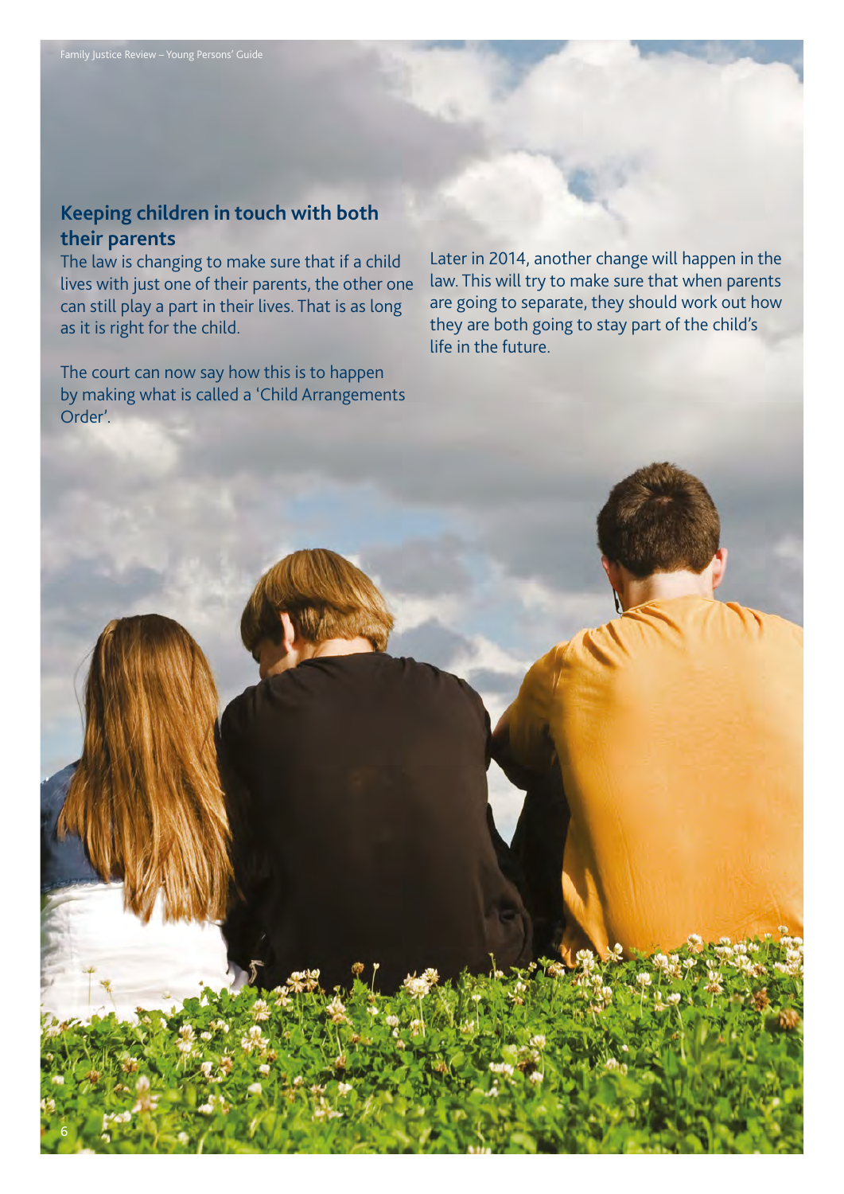## Keeping children in touch with both their parents

The law is changing to make sure that if a child lives with just one of their parents, the other one can still play a part in their lives. That is as long as it is right for the child.

The court can now say how this is to happen by making what is called a 'Child Arrangements Order'.

Later in 2014, another change will happen in the law. This will try to make sure that when parents are going to separate, they should work out how they are both going to stay part of the child's life in the future.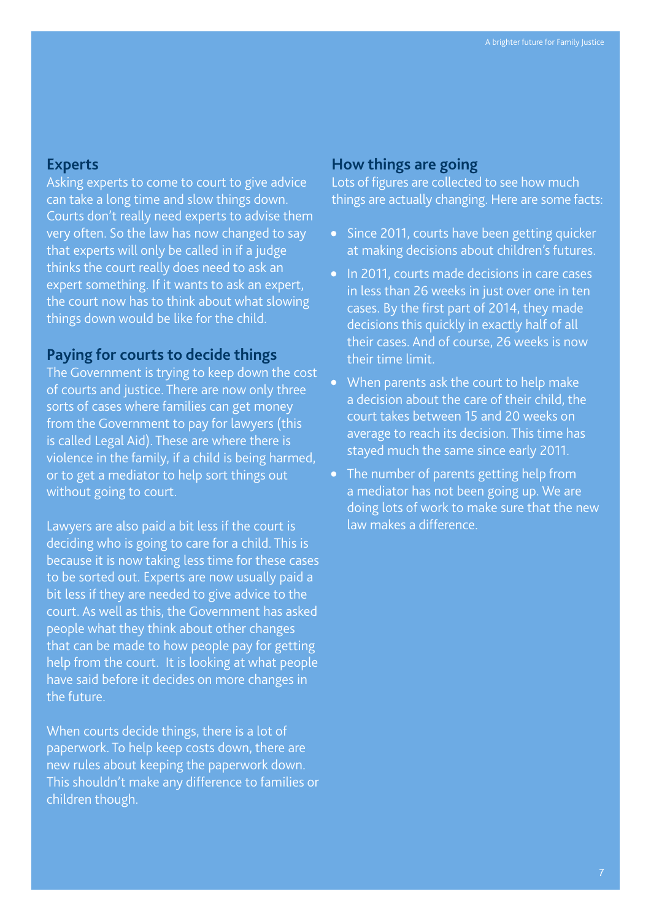## Experts

Asking experts to come to court to give advice can take a long time and slow things down. Courts don't really need experts to advise them very often. So the law has now changed to say that experts will only be called in if a judge thinks the court really does need to ask an expert something. If it wants to ask an expert, the court now has to think about what slowing things down would be like for the child.

## Paying for courts to decide things

The Government is trying to keep down the cost of courts and justice. There are now only three sorts of cases where families can get money from the Government to pay for lawyers (this is called Legal Aid). These are where there is violence in the family, if a child is being harmed, or to get a mediator to help sort things out without going to court.

Lawyers are also paid a bit less if the court is deciding who is going to care for a child. This is because it is now taking less time for these cases to be sorted out. Experts are now usually paid a bit less if they are needed to give advice to the court. As well as this, the Government has asked people what they think about other changes that can be made to how people pay for getting help from the court. It is looking at what people have said before it decides on more changes in the future.

When courts decide things, there is a lot of paperwork. To help keep costs down, there are new rules about keeping the paperwork down. This shouldn't make any difference to families or children though.

## How things are going

Lots of figures are collected to see how much things are actually changing. Here are some facts:

- Since 2011, courts have been getting quicker at making decisions about children's futures.
- In 2011, courts made decisions in care cases in less than 26 weeks in just over one in ten cases. By the first part of 2014, they made decisions this quickly in exactly half of all their cases. And of course, 26 weeks is now their time limit.
- When parents ask the court to help make a decision about the care of their child, the court takes between 15 and 20 weeks on average to reach its decision. This time has stayed much the same since early 2011.
- The number of parents getting help from a mediator has not been going up. We are doing lots of work to make sure that the new law makes a difference.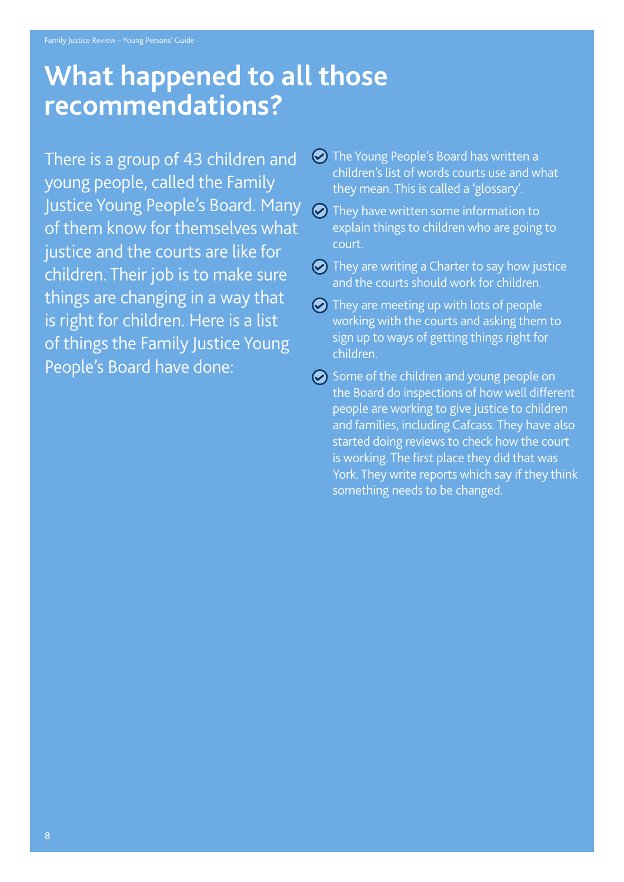# What happened to all those recommendations?

There is a group of 43 children and young people, called the Family Justice Young People's Board. Many of them know for themselves what justice and the courts are like for children. Their job is to make sure things are changing in a way that is right for children. Here is a list of things the Family Justice Young People's Board have done:

- The Young People's Board has written a children's list of words courts use and what they mean. This is called a 'glossary'.
- They have written some information to explain things to children who are going to court.
- They are writing a Charter to say how justice and the courts should work for children.
- They are meeting up with lots of people working with the courts and asking them to sign up to ways of getting things right for children.
- Some of the children and young people on the Board do inspections of how well different people are working to give justice to children and families, including Cafcass. They have also started doing reviews to check how the court is working. The first place they did that was York. They write reports which say if they think something needs to be changed.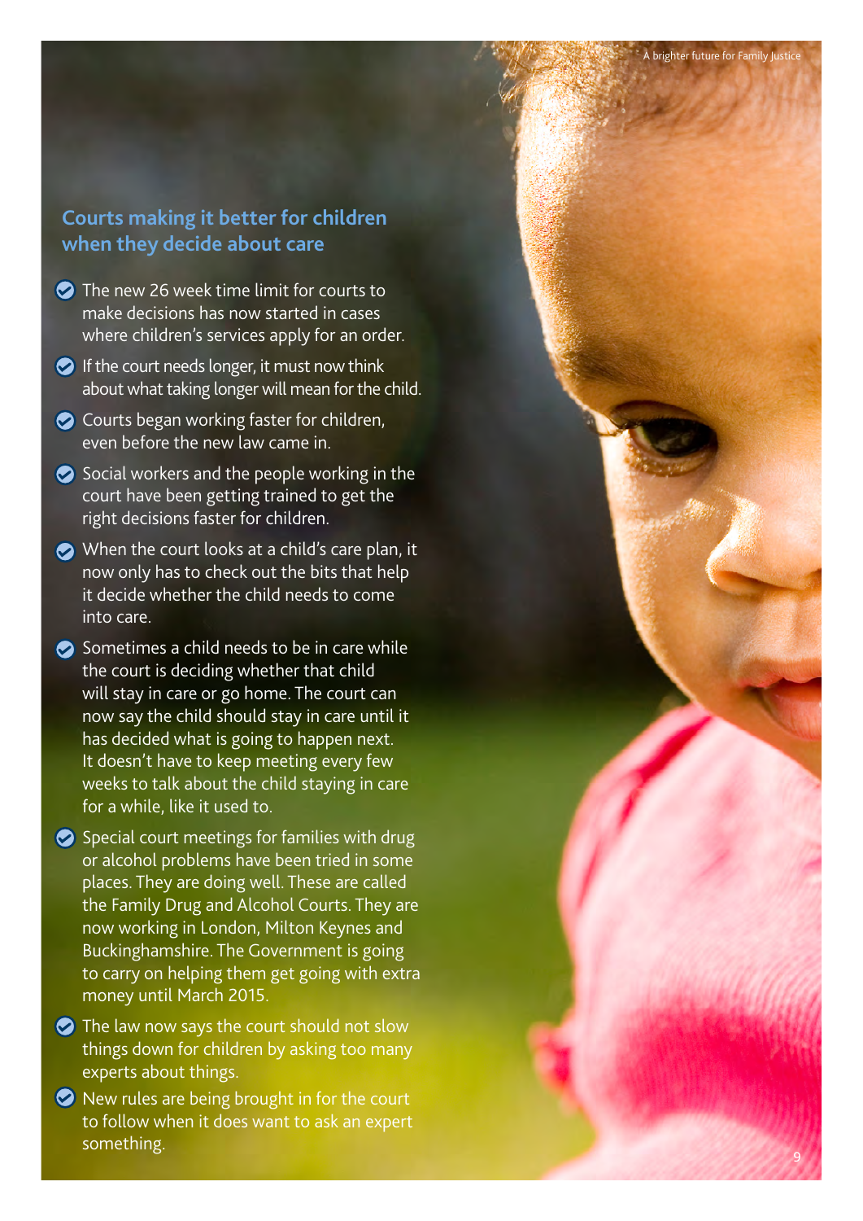## Courts making it better for children when they decide about care

- The new 26 week time limit for courts to make decisions has now started in cases where children's services apply for an order.
- If the court needs longer, it must now think about what taking longer will mean for the child.
- Courts began working faster for children, even before the new law came in.
- Social workers and the people working in the court have been getting trained to get the right decisions faster for children.
- When the court looks at a child's care plan, it now only has to check out the bits that help it decide whether the child needs to come into care.
- Sometimes a child needs to be in care while the court is deciding whether that child will stay in care or go home. The court can now say the child should stay in care until it has decided what is going to happen next. It doesn't have to keep meeting every few weeks to talk about the child staying in care for a while, like it used to.
- Special court meetings for families with drug or alcohol problems have been tried in some places. They are doing well. These are called the Family Drug and Alcohol Courts. They are now working in London, Milton Keynes and Buckinghamshire. The Government is going to carry on helping them get going with extra money until March 2015.
- The law now says the court should not slow things down for children by asking too many experts about things.
- New rules are being brought in for the court to follow when it does want to ask an expert something.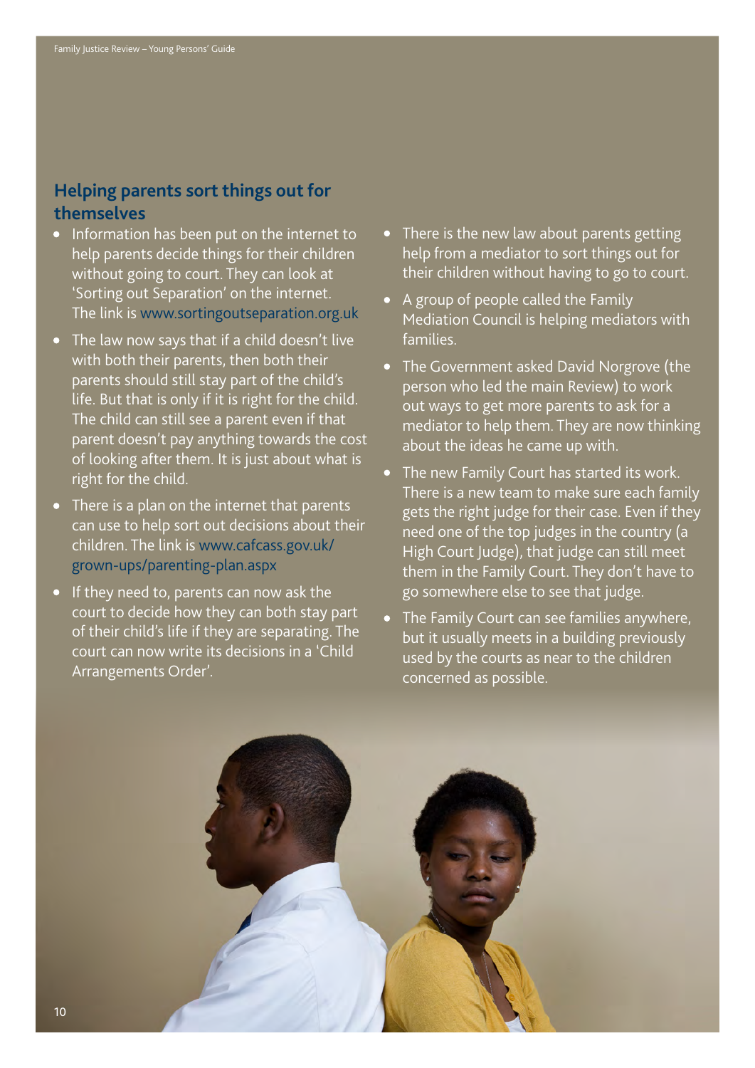## Helping parents sort things out for themselves

- Information has been put on the internet to help parents decide things for their children without going to court. They can look at 'Sorting out Separation' on the internet. The link is www.sortingoutseparation.org.uk
- The law now says that if a child doesn't live with both their parents, then both their parents should still stay part of the child's life. But that is only if it is right for the child. The child can still see a parent even if that parent doesn't pay anything towards the cost of looking after them. It is just about what is right for the child.
- There is a plan on the internet that parents can use to help sort out decisions about their children. The link is www.cafcass.gov.uk/grown-ups/parenting-plan.aspx
- If they need to, parents can now ask the court to decide how they can both stay part of their child's life if they are separating. The court can now write its decisions in a 'Child Arrangements Order'.
- There is the new law about parents getting help from a mediator to sort things out for their children without having to go to court.
- A group of people called the Family Mediation Council is helping mediators with families.
- The Government asked David Norgrove (the person who led the main Review) to work out ways to get more parents to ask for a mediator to help them. They are now thinking about the ideas he came up with.
- The new Family Court has started its work. There is a new team to make sure each family gets the right judge for their case. Even if they need one of the top judges in the country (a High Court Judge), that judge can still meet them in the Family Court. They don't have to go somewhere else to see that judge.
- The Family Court can see families anywhere, but it usually meets in a building previously used by the courts as near to the children concerned as possible.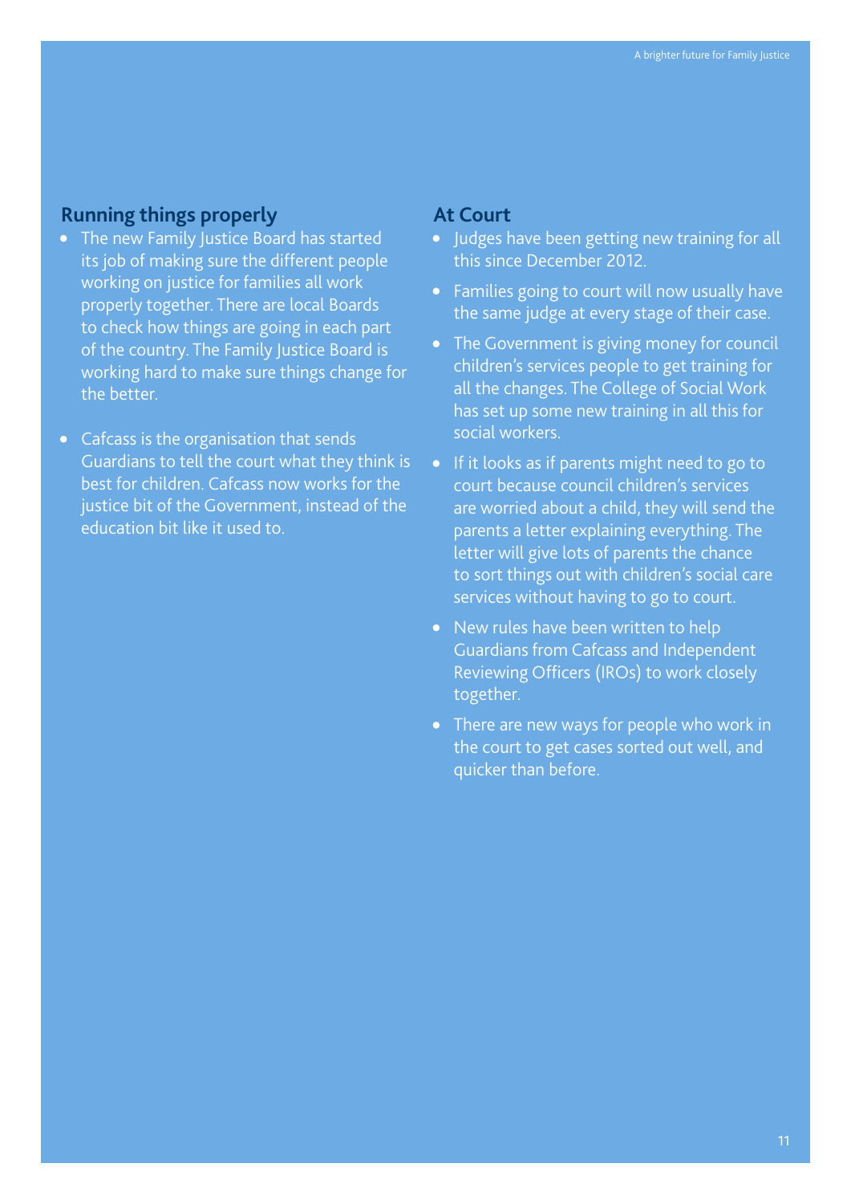## Running things properly

- The new Family Justice Board has started its job of making sure the different people working on justice for families all work properly together. There are local Boards to check how things are going in each part of the country. The Family Justice Board is working hard to make sure things change for the better.

- Cafcass is the organisation that sends Guardians to tell the court what they think is best for children. Cafcass now works for the justice bit of the Government, instead of the education bit like it used to.

## At Court

- Judges have been getting new training for all this since December 2012.
- Families going to court will now usually have the same judge at every stage of their case.
- The Government is giving money for council children's services people to get training for all the changes. The College of Social Work has set up some new training in all this for social workers.
- If it looks as if parents might need to go to court because council children's services are worried about a child, they will send the parents a letter explaining everything. The letter will give lots of parents the chance to sort things out with children's social care services without having to go to court.
- New rules have been written to help Guardians from Cafcass and Independent Reviewing Officers (IROs) to work closely together.
- There are new ways for people who work in the court to get cases sorted out well, and quicker than before.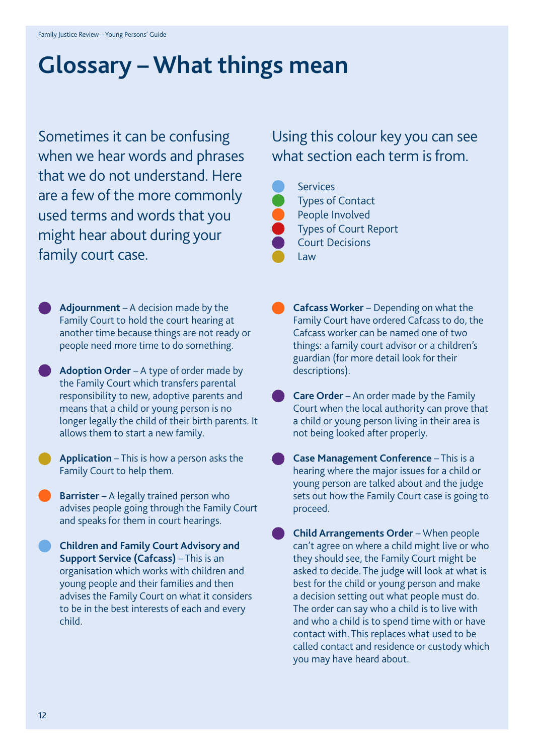# Glossary – What things mean

Sometimes it can be confusing when we hear words and phrases that we do not understand. Here are a few of the more commonly used terms and words that you might hear about during your family court case.

Using this colour key you can see what section each term is from.

- Services
- Types of Contact
- People Involved
- Types of Court Report
- Court Decisions
- Law

**Adjournment** – A decision made by the Family Court to hold the court hearing at another time because things are not ready or people need more time to do something.

**Adoption Order** – A type of order made by the Family Court which transfers parental responsibility to new, adoptive parents and means that a child or young person is no longer legally the child of their birth parents. It allows them to start a new family.

**Application** – This is how a person asks the Family Court to help them.

**Barrister** – A legally trained person who advises people going through the Family Court and speaks for them in court hearings.

**Children and Family Court Advisory and Support Service (Cafcass)** – This is an organisation which works with children and young people and their families and then advises the Family Court on what it considers to be in the best interests of each and every child.

**Cafcass Worker** – Depending on what the Family Court have ordered Cafcass to do, the Cafcass worker can be named one of two things: a family court advisor or a children's guardian (for more detail look for their descriptions).

**Care Order** – An order made by the Family Court when the local authority can prove that a child or young person living in their area is not being looked after properly.

**Case Management Conference** – This is a hearing where the major issues for a child or young person are talked about and the judge sets out how the Family Court case is going to proceed.

**Child Arrangements Order** – When people can't agree on where a child might live or who they should see, the Family Court might be asked to decide. The judge will look at what is best for the child or young person and make a decision setting out what people must do. The order can say who a child is to live with and who a child is to spend time with or have contact with. This replaces what used to be called contact and residence or custody which you may have heard about.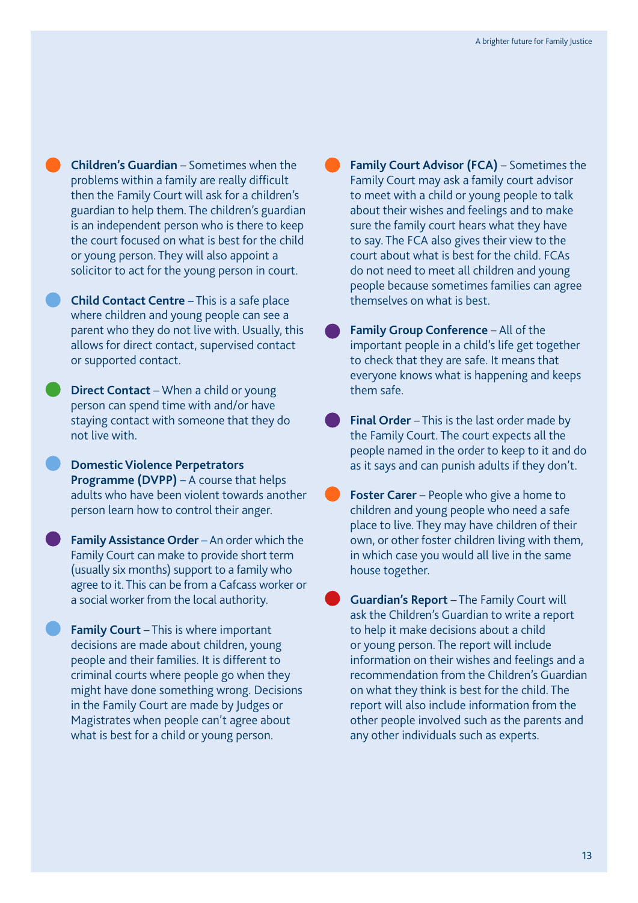- **Children's Guardian** – Sometimes when the problems within a family are really difficult then the Family Court will ask for a children's guardian to help them. The children's guardian is an independent person who is there to keep the court focused on what is best for the child or young person. They will also appoint a solicitor to act for the young person in court.

- **Child Contact Centre** – This is a safe place where children and young people can see a parent who they do not live with. Usually, this allows for direct contact, supervised contact or supported contact.

- **Direct Contact** – When a child or young person can spend time with and/or have staying contact with someone that they do not live with.

- **Domestic Violence Perpetrators Programme (DVPP)** – A course that helps adults who have been violent towards another person learn how to control their anger.

- **Family Assistance Order** – An order which the Family Court can make to provide short term (usually six months) support to a family who agree to it. This can be from a Cafcass worker or a social worker from the local authority.

- **Family Court** – This is where important decisions are made about children, young people and their families. It is different to criminal courts where people go when they might have done something wrong. Decisions in the Family Court are made by Judges or Magistrates when people can't agree about what is best for a child or young person.

- **Family Court Advisor (FCA)** – Sometimes the Family Court may ask a family court advisor to meet with a child or young people to talk about their wishes and feelings and to make sure the family court hears what they have to say. The FCA also gives their view to the court about what is best for the child. FCAs do not need to meet all children and young people because sometimes families can agree themselves on what is best.

- **Family Group Conference** – All of the important people in a child's life get together to check that they are safe. It means that everyone knows what is happening and keeps them safe.

- **Final Order** – This is the last order made by the Family Court. The court expects all the people named in the order to keep to it and do as it says and can punish adults if they don't.

- **Foster Carer** – People who give a home to children and young people who need a safe place to live. They may have children of their own, or other foster children living with them, in which case you would all live in the same house together.

- **Guardian's Report** – The Family Court will ask the Children's Guardian to write a report to help it make decisions about a child or young person. The report will include information on their wishes and feelings and a recommendation from the Children's Guardian on what they think is best for the child. The report will also include information from the other people involved such as the parents and any other individuals such as experts.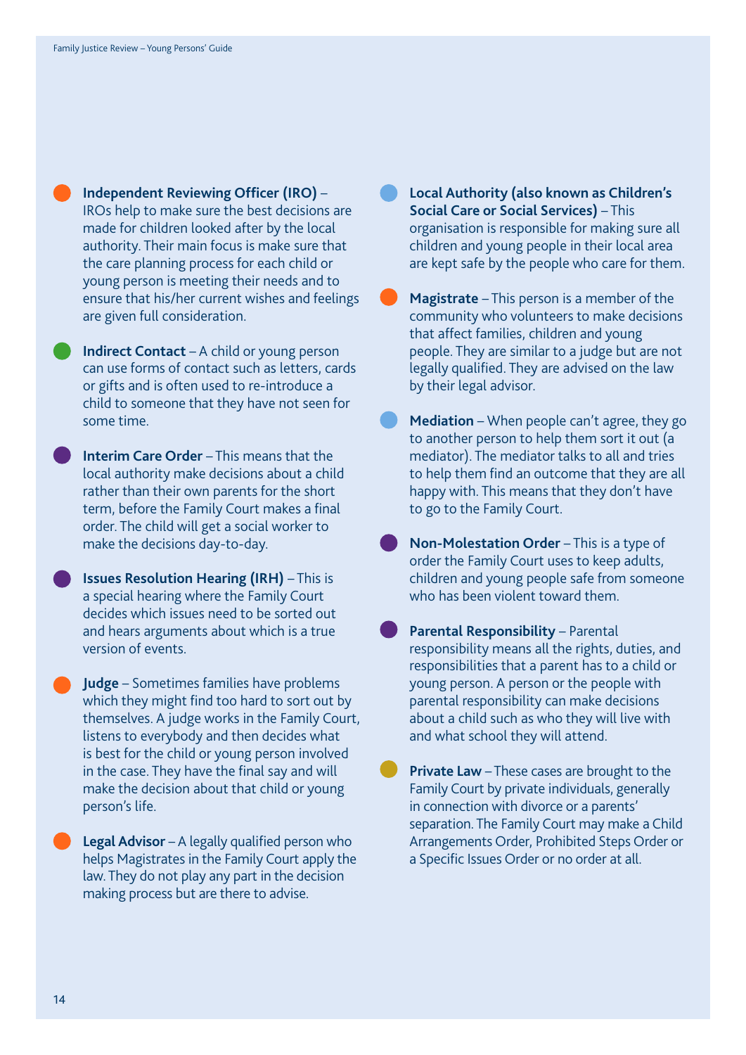- **Independent Reviewing Officer (IRO)** – IROs help to make sure the best decisions are made for children looked after by the local authority. Their main focus is make sure that the care planning process for each child or young person is meeting their needs and to ensure that his/her current wishes and feelings are given full consideration.

- **Indirect Contact** – A child or young person can use forms of contact such as letters, cards or gifts and is often used to re-introduce a child to someone that they have not seen for some time.

- **Interim Care Order** – This means that the local authority make decisions about a child rather than their own parents for the short term, before the Family Court makes a final order. The child will get a social worker to make the decisions day-to-day.

- **Issues Resolution Hearing (IRH)** – This is a special hearing where the Family Court decides which issues need to be sorted out and hears arguments about which is a true version of events.

- **Judge** – Sometimes families have problems which they might find too hard to sort out by themselves. A judge works in the Family Court, listens to everybody and then decides what is best for the child or young person involved in the case. They have the final say and will make the decision about that child or young person's life.

- **Legal Advisor** – A legally qualified person who helps Magistrates in the Family Court apply the law. They do not play any part in the decision making process but are there to advise.

- **Local Authority (also known as Children's Social Care or Social Services)** – This organisation is responsible for making sure all children and young people in their local area are kept safe by the people who care for them.

- **Magistrate** – This person is a member of the community who volunteers to make decisions that affect families, children and young people. They are similar to a judge but are not legally qualified. They are advised on the law by their legal advisor.

- **Mediation** – When people can't agree, they go to another person to help them sort it out (a mediator). The mediator talks to all and tries to help them find an outcome that they are all happy with. This means that they don't have to go to the Family Court.

- **Non-Molestation Order** – This is a type of order the Family Court uses to keep adults, children and young people safe from someone who has been violent toward them.

- **Parental Responsibility** – Parental responsibility means all the rights, duties, and responsibilities that a parent has to a child or young person. A person or the people with parental responsibility can make decisions about a child such as who they will live with and what school they will attend.

- **Private Law** – These cases are brought to the Family Court by private individuals, generally in connection with divorce or a parents' separation. The Family Court may make a Child Arrangements Order, Prohibited Steps Order or a Specific Issues Order or no order at all.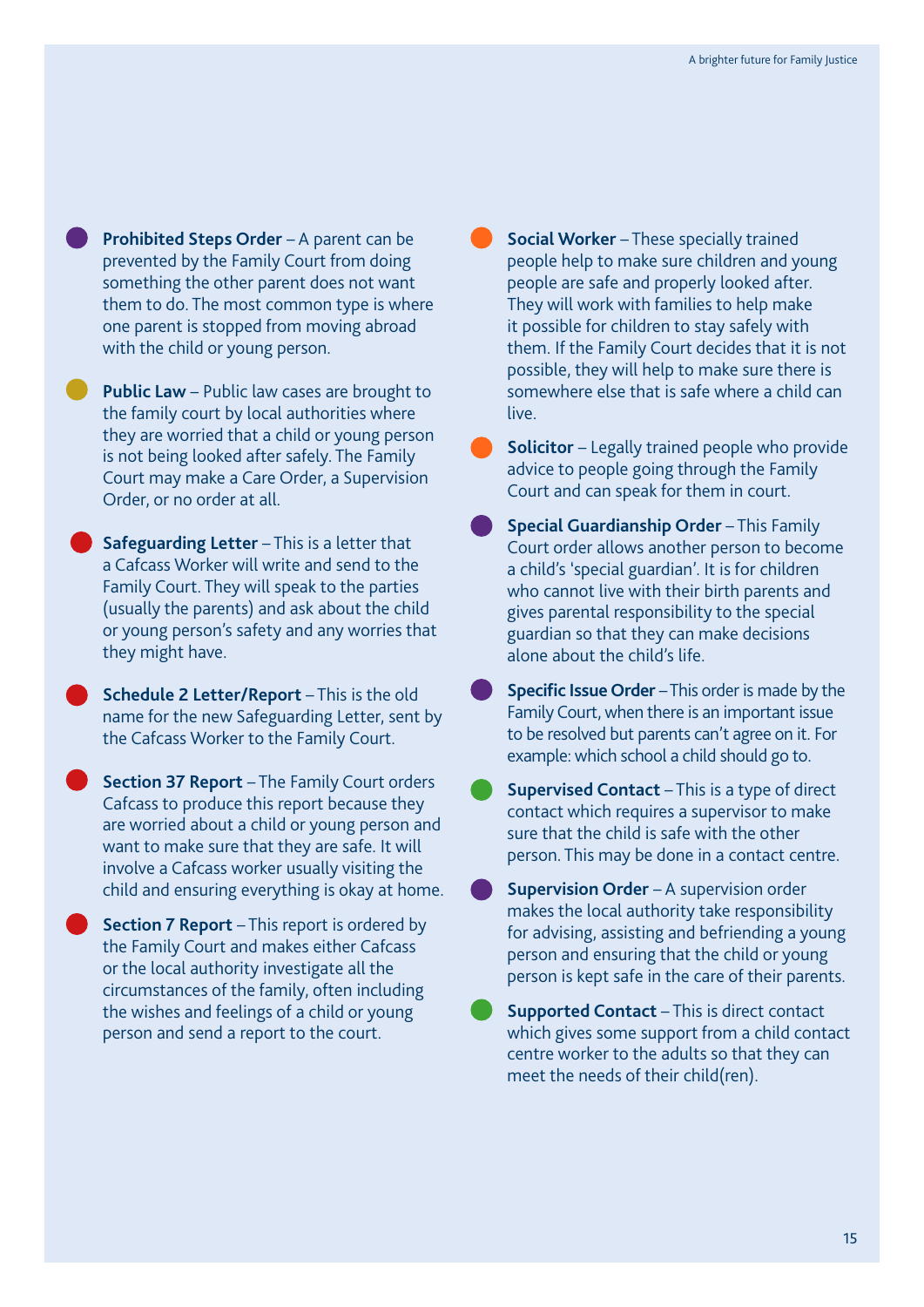**Prohibited Steps Order** – A parent can be prevented by the Family Court from doing something the other parent does not want them to do. The most common type is where one parent is stopped from moving abroad with the child or young person.

**Public Law** – Public law cases are brought to the family court by local authorities where they are worried that a child or young person is not being looked after safely. The Family Court may make a Care Order, a Supervision Order, or no order at all.

**Safeguarding Letter** – This is a letter that a Cafcass Worker will write and send to the Family Court. They will speak to the parties (usually the parents) and ask about the child or young person's safety and any worries that they might have.

**Schedule 2 Letter/Report** – This is the old name for the new Safeguarding Letter, sent by the Cafcass Worker to the Family Court.

**Section 37 Report** – The Family Court orders Cafcass to produce this report because they are worried about a child or young person and want to make sure that they are safe. It will involve a Cafcass worker usually visiting the child and ensuring everything is okay at home.

**Section 7 Report** – This report is ordered by the Family Court and makes either Cafcass or the local authority investigate all the circumstances of the family, often including the wishes and feelings of a child or young person and send a report to the court.

**Social Worker** – These specially trained people help to make sure children and young people are safe and properly looked after. They will work with families to help make it possible for children to stay safely with them. If the Family Court decides that it is not possible, they will help to make sure there is somewhere else that is safe where a child can live.

**Solicitor** – Legally trained people who provide advice to people going through the Family Court and can speak for them in court.

**Special Guardianship Order** – This Family Court order allows another person to become a child's 'special guardian'. It is for children who cannot live with their birth parents and gives parental responsibility to the special guardian so that they can make decisions alone about the child's life.

**Specific Issue Order** – This order is made by the Family Court, when there is an important issue to be resolved but parents can't agree on it. For example: which school a child should go to.

**Supervised Contact** – This is a type of direct contact which requires a supervisor to make sure that the child is safe with the other person. This may be done in a contact centre.

**Supervision Order** – A supervision order makes the local authority take responsibility for advising, assisting and befriending a young person and ensuring that the child or young person is kept safe in the care of their parents.

**Supported Contact** – This is direct contact which gives some support from a child contact centre worker to the adults so that they can meet the needs of their child(ren).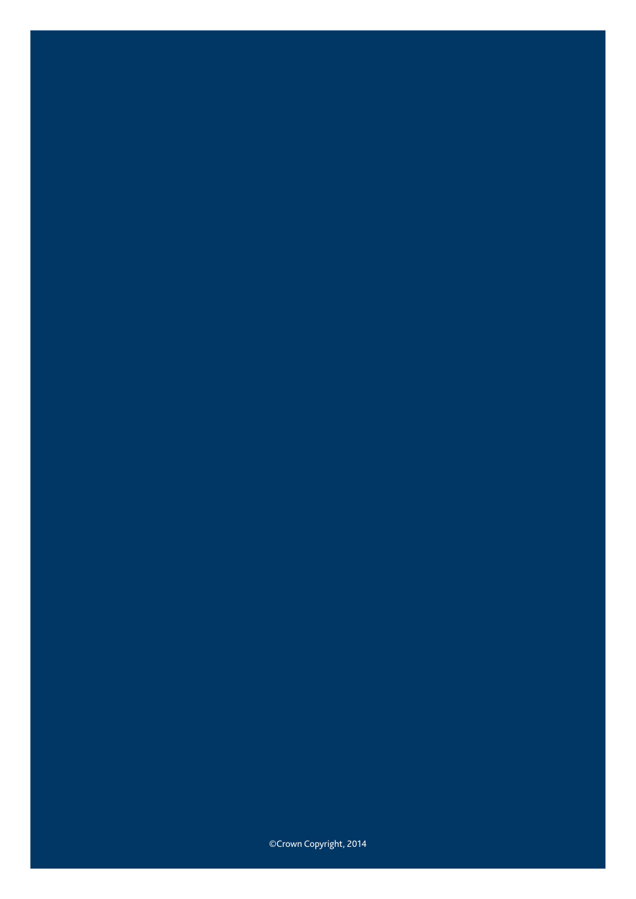©Crown Copyright, 2014